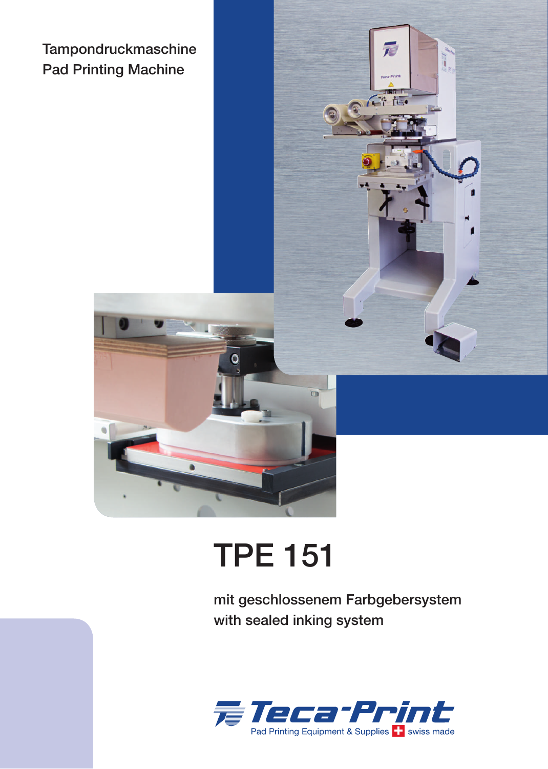Tampondruckmaschine
Pad Printing Machine

# TPE 151

mit geschlossenem Farbgebersystem
with sealed inking system

Teca-Print
Pad Printing Equipment & Supplies swiss made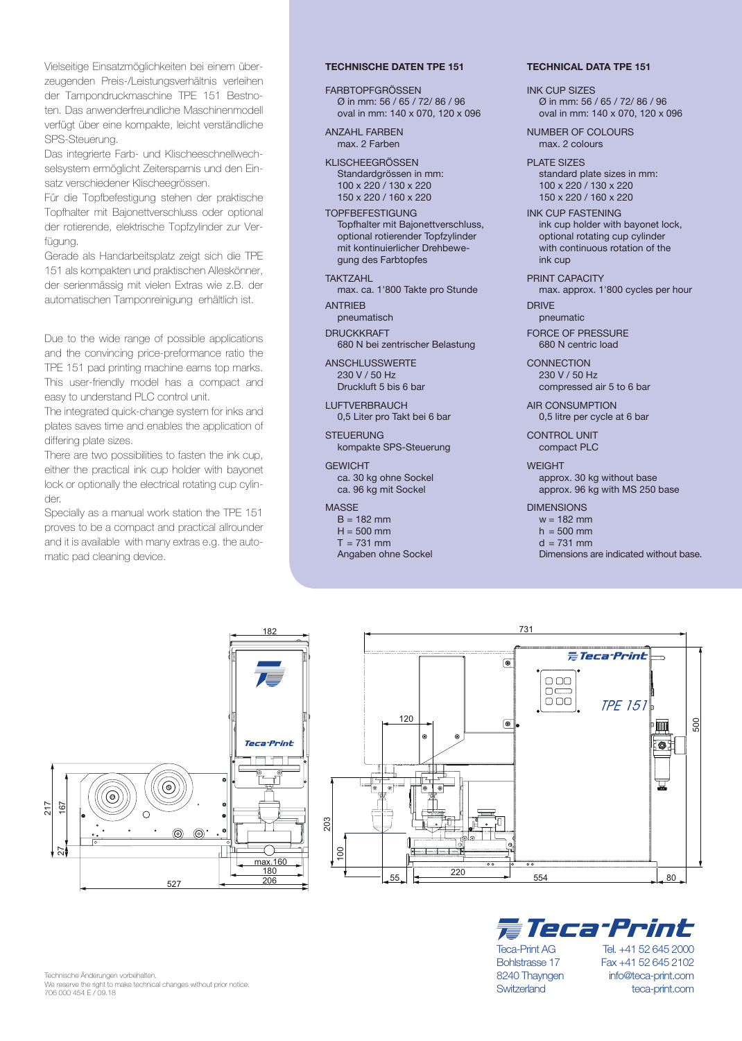Vielseitige Einsatzmöglichkeiten bei einem überzeugenden Preis-/Leistungsverhältnis verleihen der Tampondruckmaschine TPE 151 Bestnoten. Das anwenderfreundliche Maschinenmodell verfügt über eine kompakte, leicht verständliche SPS-Steuerung.
Das integrierte Farb- und Klischeeschnellwechselsystem ermöglicht Zeitersparnis und den Einsatz verschiedener Klischeegrössen.
Für die Topfbefestigung stehen der praktische Topfhalter mit Bajonettverschluss oder optional der rotierende, elektrische Topfzylinder zur Verfügung.
Gerade als Handarbeitsplatz zeigt sich die TPE 151 als kompakten und praktischen Alleskönner, der serienmässig mit vielen Extras wie z.B. der automatischen Tamponreinigung erhältlich ist.

Due to the wide range of possible applications and the convincing price-preformance ratio the TPE 151 pad printing machine earns top marks. This user-friendly model has a compact and easy to understand PLC control unit.
The integrated quick-change system for inks and plates saves time and enables the application of differing plate sizes.
There are two possibilities to fasten the ink cup, either the practical ink cup holder with bayonet lock or optionally the electrical rotating cup cylinder.
Specially as a manual work station the TPE 151 proves to be a compact and practical allrounder and it is available with many extras e.g. the automatic pad cleaning device.

**TECHNISCHE DATEN TPE 151**

FARBTOPFGRÖSSEN
Ø in mm: 56 / 65 / 72/ 86 / 96
oval in mm: 140 x 070, 120 x 096

ANZAHL FARBEN
max. 2 Farben

KLISCHEEGRÖSSEN
Standardgrössen in mm:
100 x 220 / 130 x 220
150 x 220 / 160 x 220

TOPFBEFESTIGUNG
Topfhalter mit Bajonettverschluss, optional rotierender Topfzylinder mit kontinuierlicher Drehbewegung des Farbtopfes

TAKTZAHL
max. ca. 1'800 Takte pro Stunde

ANTRIEB
pneumatisch

DRUCKKRAFT
680 N bei zentrischer Belastung

ANSCHLUSSWERTE
230 V / 50 Hz
Druckluft 5 bis 6 bar

LUFTVERBRAUCH
0,5 Liter pro Takt bei 6 bar

STEUERUNG
kompakte SPS-Steuerung

GEWICHT
ca. 30 kg ohne Sockel
ca. 96 kg mit Sockel

MASSE
B = 182 mm
H = 500 mm
T = 731 mm
Angaben ohne Sockel

**TECHNICAL DATA TPE 151**

INK CUP SIZES
Ø in mm: 56 / 65 / 72/ 86 / 96
oval in mm: 140 x 070, 120 x 096

NUMBER OF COLOURS
max. 2 colours

PLATE SIZES
standard plate sizes in mm:
100 x 220 / 130 x 220
150 x 220 / 160 x 220

INK CUP FASTENING
ink cup holder with bayonet lock, optional rotating cup cylinder with continuous rotation of the ink cup

PRINT CAPACITY
max. approx. 1'800 cycles per hour

DRIVE
pneumatic

FORCE OF PRESSURE
680 N centric load

CONNECTION
230 V / 50 Hz
compressed air 5 to 6 bar

AIR CONSUMPTION
0,5 litre per cycle at 6 bar

CONTROL UNIT
compact PLC

WEIGHT
approx. 30 kg without base
approx. 96 kg with MS 250 base

DIMENSIONS
w = 182 mm
h = 500 mm
d = 731 mm
Dimensions are indicated without base.

182
Teca-Print
217
167
27
max.160
180
206
527

731
Teca-Print
TPE 151
120
500
203
100
55
220
554
80

Teca-Print

Teca-Print AG
Bohlstrasse 17
8240 Thayngen
Switzerland

Tel. +41 52 645 2000
Fax +41 52 645 2102
info@teca-print.com
teca-print.com

Technische Änderungen vorbehalten.
We reserve the right to make technical changes without prior notice.
706 000 454 E / 09.18